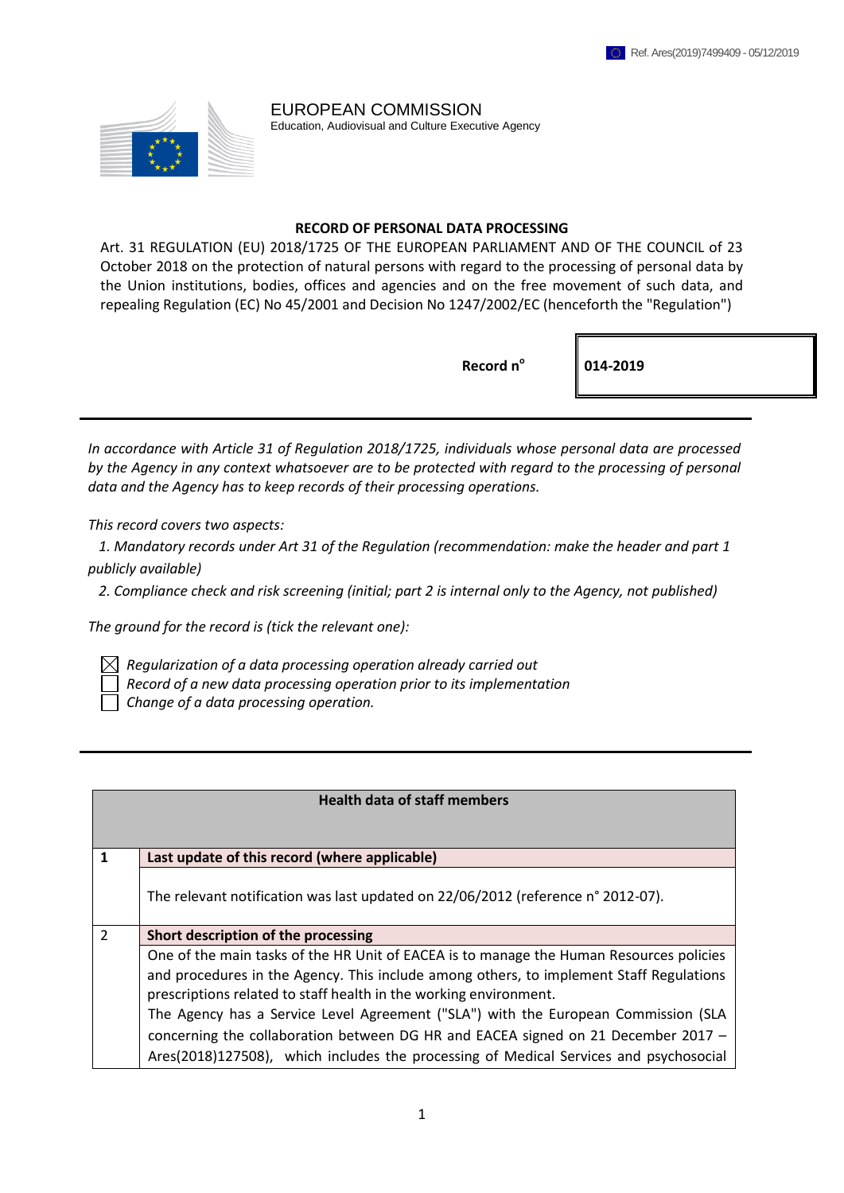Ref. Ares(2019)7499409 - 05/12/2019

EUROPEAN COMMISSION
Education, Audiovisual and Culture Executive Agency

**RECORD OF PERSONAL DATA PROCESSING**

Art. 31 REGULATION (EU) 2018/1725 OF THE EUROPEAN PARLIAMENT AND OF THE COUNCIL of 23 October 2018 on the protection of natural persons with regard to the processing of personal data by the Union institutions, bodies, offices and agencies and on the free movement of such data, and repealing Regulation (EC) No 45/2001 and Decision No 1247/2002/EC (henceforth the "Regulation")

| **Record n°** | **014-2019** |
|---|---|

*In accordance with Article 31 of Regulation 2018/1725, individuals whose personal data are processed by the Agency in any context whatsoever are to be protected with regard to the processing of personal data and the Agency has to keep records of their processing operations.*

*This record covers two aspects:*

*1. Mandatory records under Art 31 of the Regulation (recommendation: make the header and part 1 publicly available)*

*2. Compliance check and risk screening (initial; part 2 is internal only to the Agency, not published)*

*The ground for the record is (tick the relevant one):*

- ☒ *Regularization of a data processing operation already carried out*
- ☐ *Record of a new data processing operation prior to its implementation*
- ☐ *Change of a data processing operation.*

| **Health data of staff members** | |
|---|---|
| **1** | **Last update of this record (where applicable)** |
| | The relevant notification was last updated on 22/06/2012 (reference n° 2012-07). |
| 2 | **Short description of the processing** |
| | One of the main tasks of the HR Unit of EACEA is to manage the Human Resources policies and procedures in the Agency. This include among others, to implement Staff Regulations prescriptions related to staff health in the working environment. The Agency has a Service Level Agreement ("SLA") with the European Commission (SLA concerning the collaboration between DG HR and EACEA signed on 21 December 2017 – Ares(2018)127508), which includes the processing of Medical Services and psychosocial |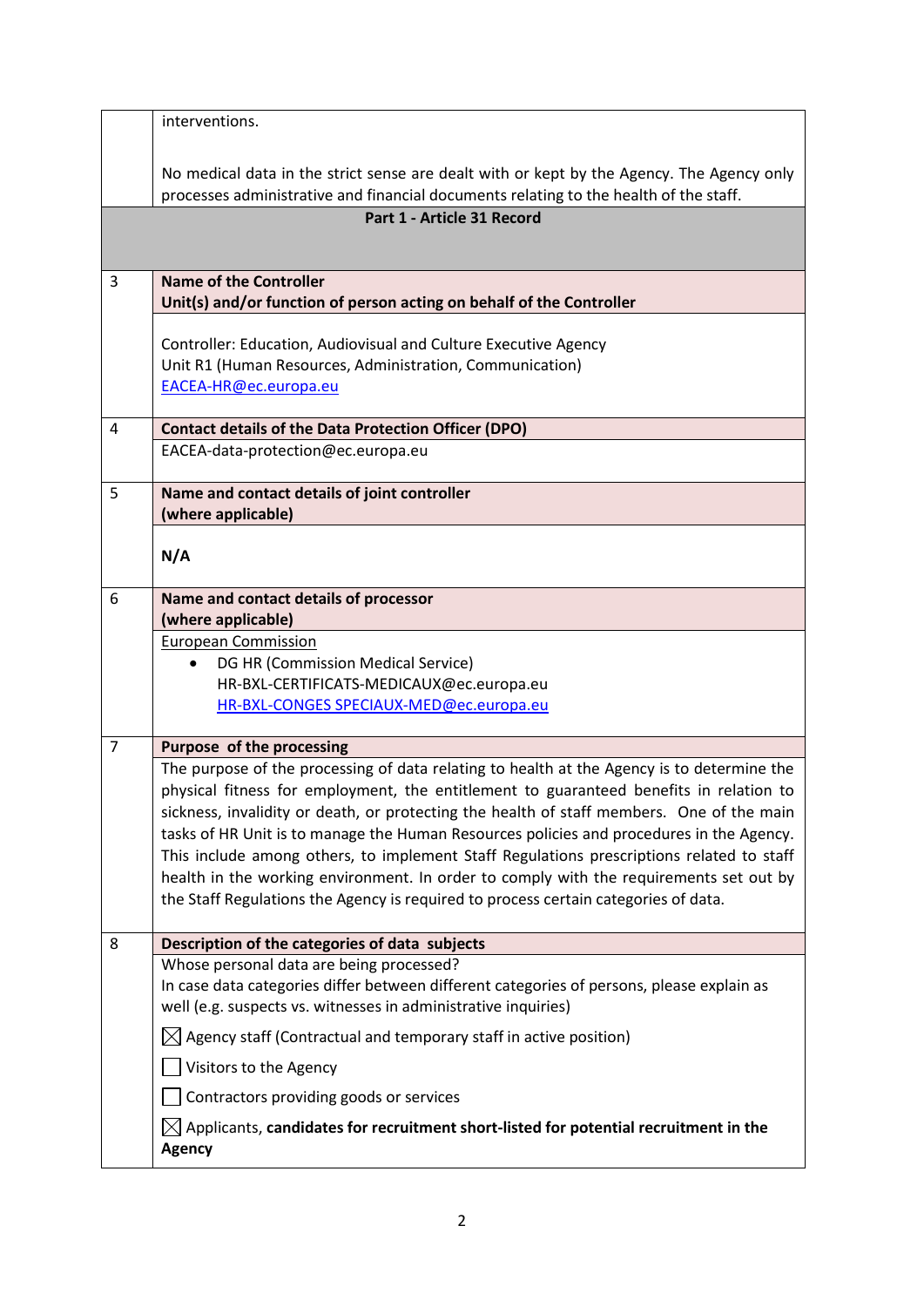| | |
|---|---|
| | interventions.<br><br>No medical data in the strict sense are dealt with or kept by the Agency. The Agency only processes administrative and financial documents relating to the health of the staff. |
| | **Part 1 - Article 31 Record** |
| 3 | **Name of the Controller**<br>**Unit(s) and/or function of person acting on behalf of the Controller** |
| | Controller: Education, Audiovisual and Culture Executive Agency<br>Unit R1 (Human Resources, Administration, Communication)<br>EACEA-HR@ec.europa.eu |
| 4 | **Contact details of the Data Protection Officer (DPO)** |
| | EACEA-data-protection@ec.europa.eu |
| 5 | **Name and contact details of joint controller (where applicable)** |
| | **N/A** |
| 6 | **Name and contact details of processor (where applicable)** |
| | European Commission<br>• DG HR (Commission Medical Service)<br>HR-BXL-CERTIFICATS-MEDICAUX@ec.europa.eu<br>HR-BXL-CONGES SPECIAUX-MED@ec.europa.eu |
| 7 | **Purpose of the processing** |
| | The purpose of the processing of data relating to health at the Agency is to determine the physical fitness for employment, the entitlement to guaranteed benefits in relation to sickness, invalidity or death, or protecting the health of staff members. One of the main tasks of HR Unit is to manage the Human Resources policies and procedures in the Agency. This include among others, to implement Staff Regulations prescriptions related to staff health in the working environment. In order to comply with the requirements set out by the Staff Regulations the Agency is required to process certain categories of data. |
| 8 | **Description of the categories of data subjects** |
| | Whose personal data are being processed?<br>In case data categories differ between different categories of persons, please explain as well (e.g. suspects vs. witnesses in administrative inquiries)<br><br>☒ Agency staff (Contractual and temporary staff in active position)<br><br>☐ Visitors to the Agency<br><br>☐ Contractors providing goods or services<br><br>☒ Applicants, **candidates for recruitment short-listed for potential recruitment in the Agency** |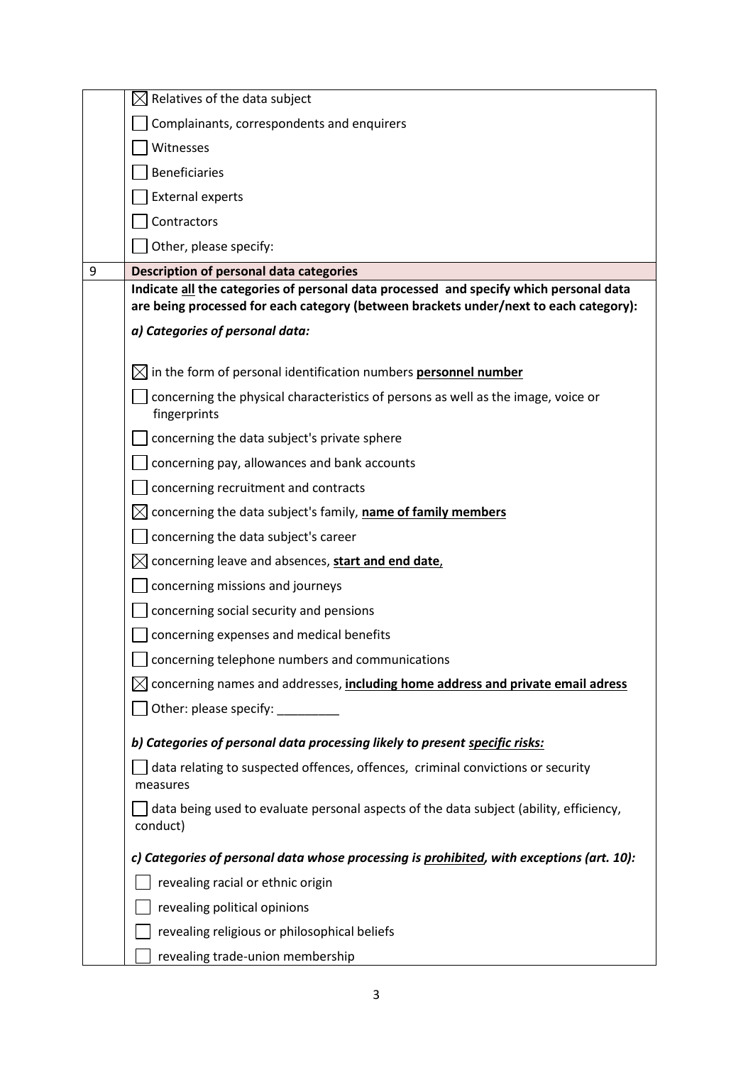| | |
|---|---|
| | ☒ Relatives of the data subject<br>☐ Complainants, correspondents and enquirers<br>☐ Witnesses<br>☐ Beneficiaries<br>☐ External experts<br>☐ Contractors<br>☐ Other, please specify: |
| 9 | **Description of personal data categories** |
| | **Indicate <u>all</u> the categories of personal data processed and specify which personal data are being processed for each category (between brackets under/next to each category):**<br><br>***a) Categories of personal data:***<br><br>☒ in the form of personal identification numbers **<u>personnel number</u>**<br>☐ concerning the physical characteristics of persons as well as the image, voice or fingerprints<br>☐ concerning the data subject's private sphere<br>☐ concerning pay, allowances and bank accounts<br>☐ concerning recruitment and contracts<br>☒ concerning the data subject's family, **<u>name of family members</u>**<br>☐ concerning the data subject's career<br>☒ concerning leave and absences, **<u>start and end date</u>**,<br>☐ concerning missions and journeys<br>☐ concerning social security and pensions<br>☐ concerning expenses and medical benefits<br>☐ concerning telephone numbers and communications<br>☒ concerning names and addresses, **<u>including home address and private email adress</u>**<br>☐ Other: please specify: _________<br><br>***b) Categories of personal data processing likely to present <u>specific risks:</u>***<br><br>☐ data relating to suspected offences, offences, criminal convictions or security measures<br>☐ data being used to evaluate personal aspects of the data subject (ability, efficiency, conduct)<br><br>***c) Categories of personal data whose processing is <u>prohibited</u>, with exceptions (art. 10):***<br><br>☐ revealing racial or ethnic origin<br>☐ revealing political opinions<br>☐ revealing religious or philosophical beliefs<br>☐ revealing trade-union membership |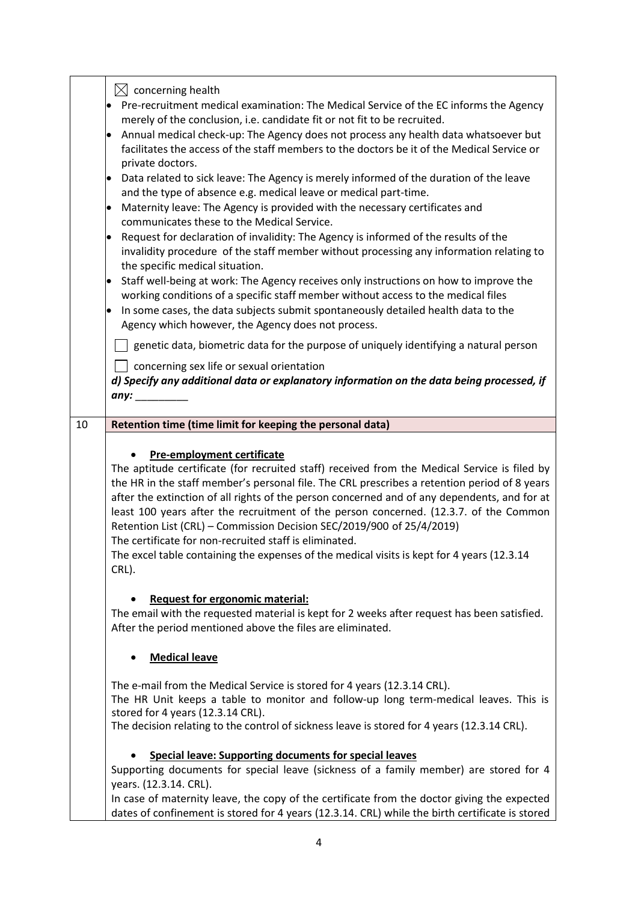|    |    |
|---|---|
|    | ☒ concerning health<br>• Pre-recruitment medical examination: The Medical Service of the EC informs the Agency merely of the conclusion, i.e. candidate fit or not fit to be recruited.<br>• Annual medical check-up: The Agency does not process any health data whatsoever but facilitates the access of the staff members to the doctors be it of the Medical Service or private doctors.<br>• Data related to sick leave: The Agency is merely informed of the duration of the leave and the type of absence e.g. medical leave or medical part-time.<br>• Maternity leave: The Agency is provided with the necessary certificates and communicates these to the Medical Service.<br>• Request for declaration of invalidity: The Agency is informed of the results of the invalidity procedure of the staff member without processing any information relating to the specific medical situation.<br>• Staff well-being at work: The Agency receives only instructions on how to improve the working conditions of a specific staff member without access to the medical files<br>• In some cases, the data subjects submit spontaneously detailed health data to the Agency which however, the Agency does not process.<br>☐ genetic data, biometric data for the purpose of uniquely identifying a natural person<br>☐ concerning sex life or sexual orientation<br>***d) Specify any additional data or explanatory information on the data being processed, if any:*** _________ |
| 10 | **Retention time (time limit for keeping the personal data)** |
|    | • **Pre-employment certificate**<br>The aptitude certificate (for recruited staff) received from the Medical Service is filed by the HR in the staff member's personal file. The CRL prescribes a retention period of 8 years after the extinction of all rights of the person concerned and of any dependents, and for at least 100 years after the recruitment of the person concerned. (12.3.7. of the Common Retention List (CRL) – Commission Decision SEC/2019/900 of 25/4/2019)<br>The certificate for non-recruited staff is eliminated.<br>The excel table containing the expenses of the medical visits is kept for 4 years (12.3.14 CRL).<br><br>• **Request for ergonomic material:**<br>The email with the requested material is kept for 2 weeks after request has been satisfied. After the period mentioned above the files are eliminated.<br><br>• **Medical leave**<br>The e-mail from the Medical Service is stored for 4 years (12.3.14 CRL).<br>The HR Unit keeps a table to monitor and follow-up long term-medical leaves. This is stored for 4 years (12.3.14 CRL).<br>The decision relating to the control of sickness leave is stored for 4 years (12.3.14 CRL).<br><br>• **Special leave: Supporting documents for special leaves**<br>Supporting documents for special leave (sickness of a family member) are stored for 4 years. (12.3.14. CRL).<br>In case of maternity leave, the copy of the certificate from the doctor giving the expected dates of confinement is stored for 4 years (12.3.14. CRL) while the birth certificate is stored |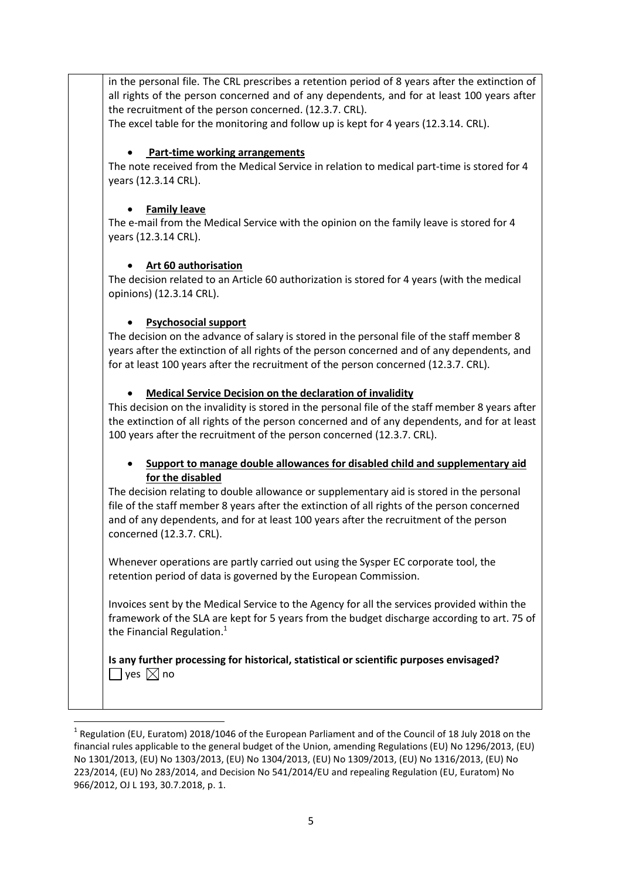in the personal file. The CRL prescribes a retention period of 8 years after the extinction of all rights of the person concerned and of any dependents, and for at least 100 years after the recruitment of the person concerned. (12.3.7. CRL).

The excel table for the monitoring and follow up is kept for 4 years (12.3.14. CRL).

- **Part-time working arrangements**

The note received from the Medical Service in relation to medical part-time is stored for 4 years (12.3.14 CRL).

- **Family leave**

The e-mail from the Medical Service with the opinion on the family leave is stored for 4 years (12.3.14 CRL).

- **Art 60 authorisation**

The decision related to an Article 60 authorization is stored for 4 years (with the medical opinions) (12.3.14 CRL).

- **Psychosocial support**

The decision on the advance of salary is stored in the personal file of the staff member 8 years after the extinction of all rights of the person concerned and of any dependents, and for at least 100 years after the recruitment of the person concerned (12.3.7. CRL).

- **Medical Service Decision on the declaration of invalidity**

This decision on the invalidity is stored in the personal file of the staff member 8 years after the extinction of all rights of the person concerned and of any dependents, and for at least 100 years after the recruitment of the person concerned (12.3.7. CRL).

- **Support to manage double allowances for disabled child and supplementary aid for the disabled**

The decision relating to double allowance or supplementary aid is stored in the personal file of the staff member 8 years after the extinction of all rights of the person concerned and of any dependents, and for at least 100 years after the recruitment of the person concerned (12.3.7. CRL).

Whenever operations are partly carried out using the Sysper EC corporate tool, the retention period of data is governed by the European Commission.

Invoices sent by the Medical Service to the Agency for all the services provided within the framework of the SLA are kept for 5 years from the budget discharge according to art. 75 of the Financial Regulation.[1]

**Is any further processing for historical, statistical or scientific purposes envisaged?**

☐ yes ☒ no

---

[1] Regulation (EU, Euratom) 2018/1046 of the European Parliament and of the Council of 18 July 2018 on the financial rules applicable to the general budget of the Union, amending Regulations (EU) No 1296/2013, (EU) No 1301/2013, (EU) No 1303/2013, (EU) No 1304/2013, (EU) No 1309/2013, (EU) No 1316/2013, (EU) No 223/2014, (EU) No 283/2014, and Decision No 541/2014/EU and repealing Regulation (EU, Euratom) No 966/2012, OJ L 193, 30.7.2018, p. 1.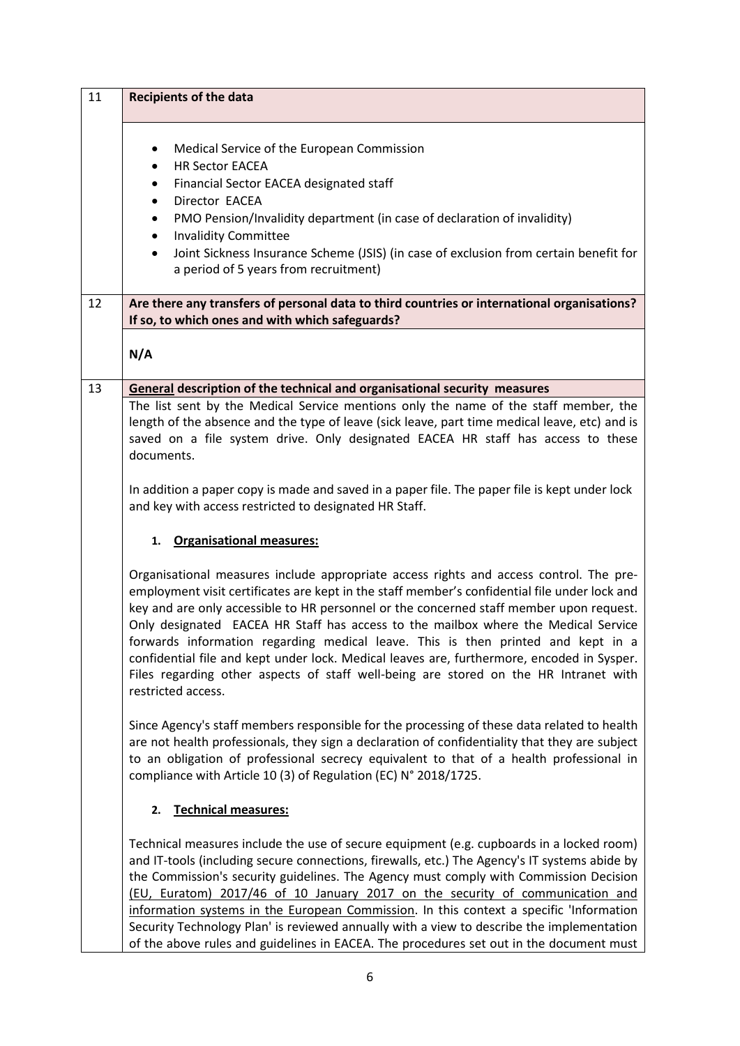| 11 | **Recipients of the data** |
|---|---|
| | • Medical Service of the European Commission<br>• HR Sector EACEA<br>• Financial Sector EACEA designated staff<br>• Director EACEA<br>• PMO Pension/Invalidity department (in case of declaration of invalidity)<br>• Invalidity Committee<br>• Joint Sickness Insurance Scheme (JSIS) (in case of exclusion from certain benefit for a period of 5 years from recruitment) |
| 12 | **Are there any transfers of personal data to third countries or international organisations? If so, to which ones and with which safeguards?** |
| | **N/A** |
| 13 | **<u>General</u> description of the technical and organisational security measures** |
| | The list sent by the Medical Service mentions only the name of the staff member, the length of the absence and the type of leave (sick leave, part time medical leave, etc) and is saved on a file system drive. Only designated EACEA HR staff has access to these documents.<br><br>In addition a paper copy is made and saved in a paper file. The paper file is kept under lock and key with access restricted to designated HR Staff.<br><br>**1. <u>Organisational measures:</u>**<br><br>Organisational measures include appropriate access rights and access control. The pre-employment visit certificates are kept in the staff member's confidential file under lock and key and are only accessible to HR personnel or the concerned staff member upon request. Only designated EACEA HR Staff has access to the mailbox where the Medical Service forwards information regarding medical leave. This is then printed and kept in a confidential file and kept under lock. Medical leaves are, furthermore, encoded in Sysper. Files regarding other aspects of staff well-being are stored on the HR Intranet with restricted access.<br><br>Since Agency's staff members responsible for the processing of these data related to health are not health professionals, they sign a declaration of confidentiality that they are subject to an obligation of professional secrecy equivalent to that of a health professional in compliance with Article 10 (3) of Regulation (EC) N° 2018/1725.<br><br>**2. <u>Technical measures:</u>**<br><br>Technical measures include the use of secure equipment (e.g. cupboards in a locked room) and IT-tools (including secure connections, firewalls, etc.) The Agency's IT systems abide by the Commission's security guidelines. The Agency must comply with Commission Decision <u>(EU, Euratom) 2017/46 of 10 January 2017 on the security of communication and information systems in the European Commission</u>. In this context a specific 'Information Security Technology Plan' is reviewed annually with a view to describe the implementation of the above rules and guidelines in EACEA. The procedures set out in the document must |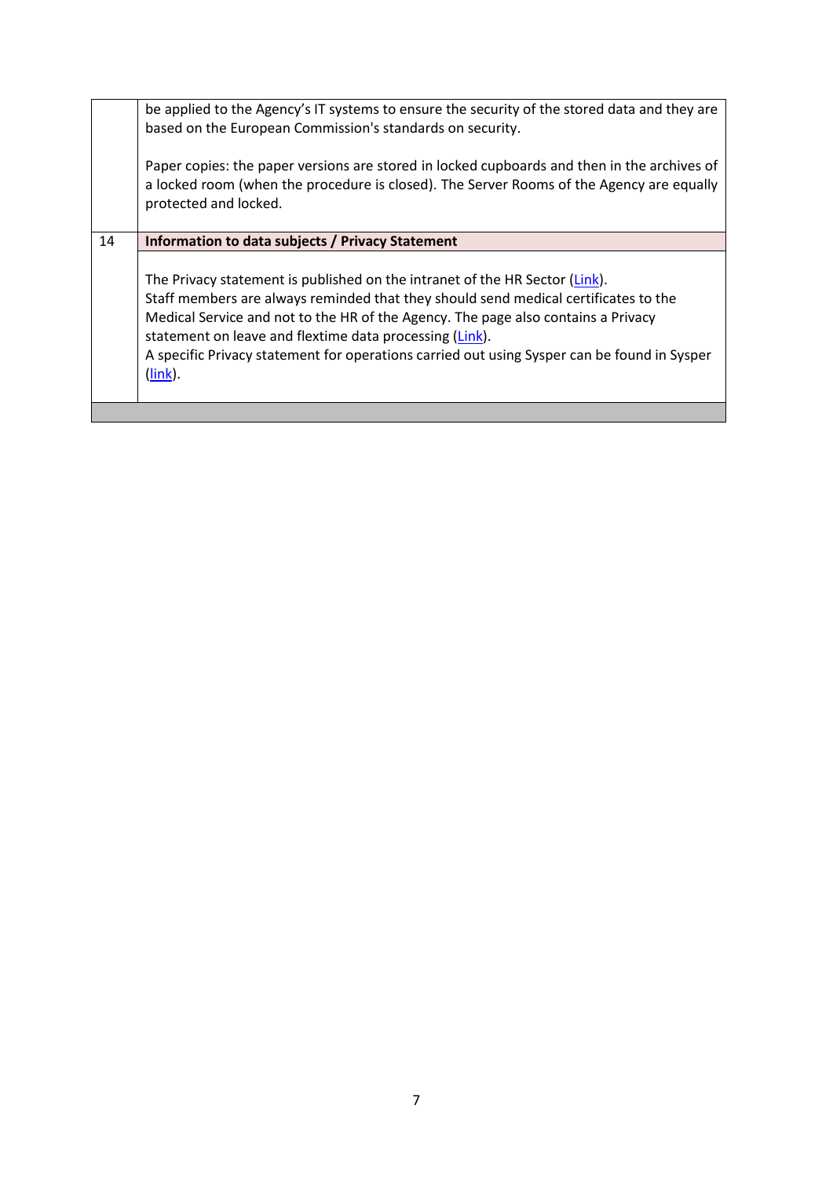| | |
|---|---|
| | be applied to the Agency's IT systems to ensure the security of the stored data and they are based on the European Commission's standards on security.<br><br>Paper copies: the paper versions are stored in locked cupboards and then in the archives of a locked room (when the procedure is closed). The Server Rooms of the Agency are equally protected and locked. |
| 14 | **Information to data subjects / Privacy Statement** |
| | The Privacy statement is published on the intranet of the HR Sector (Link).<br>Staff members are always reminded that they should send medical certificates to the Medical Service and not to the HR of the Agency. The page also contains a Privacy statement on leave and flextime data processing (Link).<br>A specific Privacy statement for operations carried out using Sysper can be found in Sysper (link). |